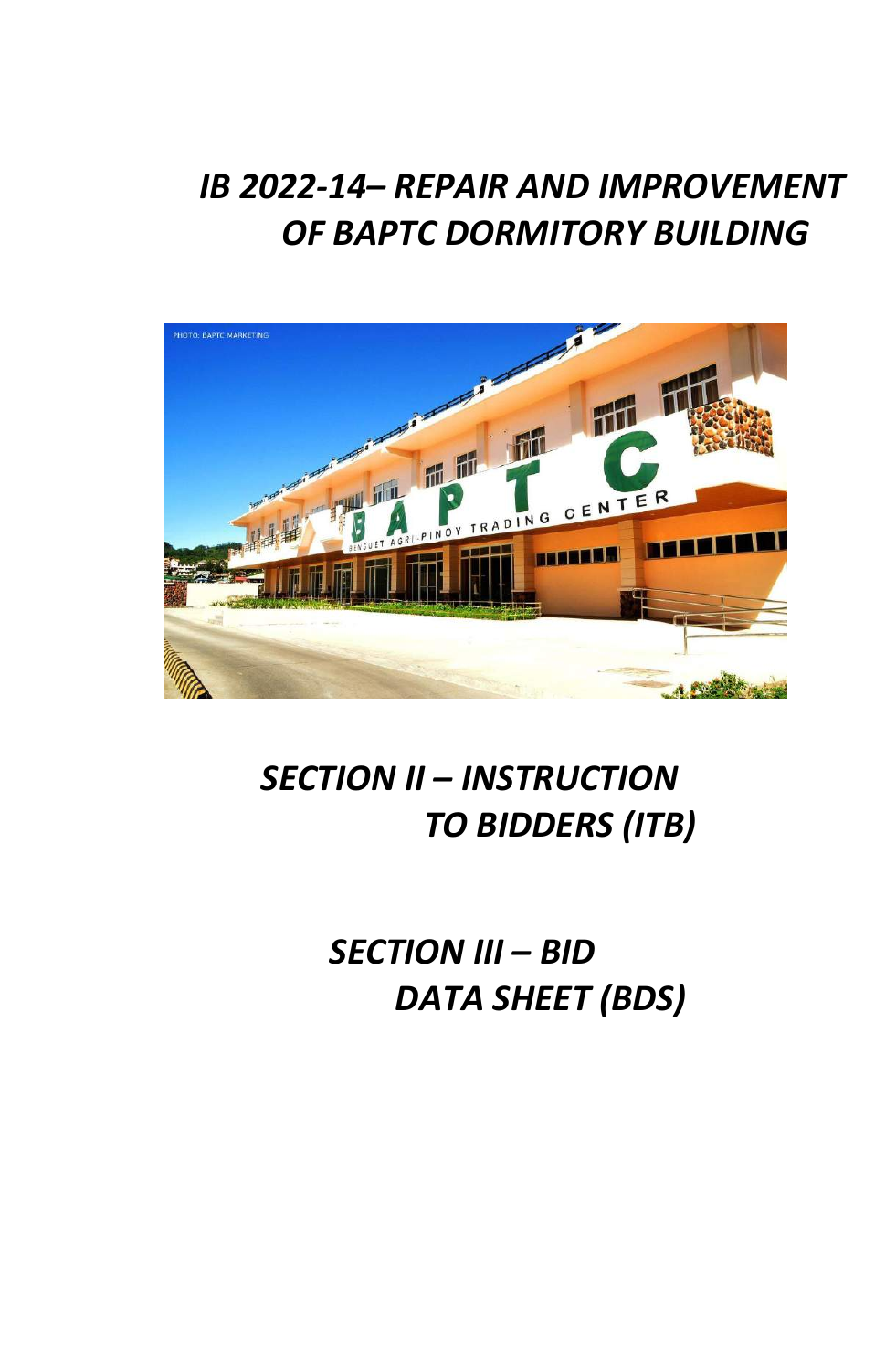# *IB 2022-14– REPAIR AND IMPROVEMENT OF BAPTC DORMITORY BUILDING*

# *SECTION II – INSTRUCTION TO BIDDERS (ITB)*

# *SECTION III – BID DATA SHEET (BDS)*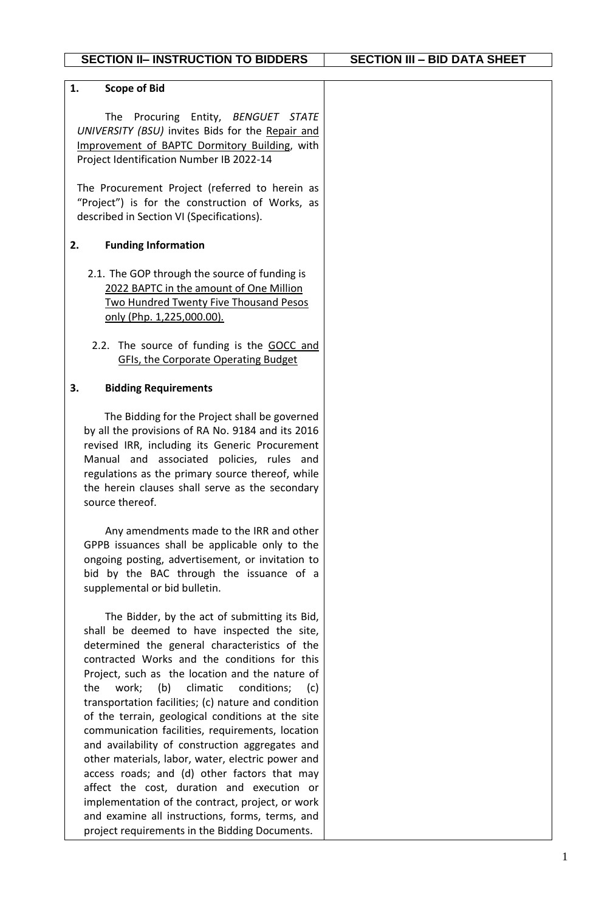| SECTION II– INSTRUCTION TO BIDDERS | SECTION III – BID DATA SHEET |
|---|---|
| **1. Scope of Bid**<br><br>The Procuring Entity, *BENGUET STATE UNIVERSITY (BSU)* invites Bids for the Repair and Improvement of BAPTC Dormitory Building, with Project Identification Number IB 2022-14<br><br>The Procurement Project (referred to herein as "Project") is for the construction of Works, as described in Section VI (Specifications).<br><br>**2. Funding Information**<br><br>2.1. The GOP through the source of funding is 2022 BAPTC in the amount of One Million Two Hundred Twenty Five Thousand Pesos only (Php. 1,225,000.00).<br><br>2.2. The source of funding is the GOCC and GFIs, the Corporate Operating Budget<br><br>**3. Bidding Requirements**<br><br>The Bidding for the Project shall be governed by all the provisions of RA No. 9184 and its 2016 revised IRR, including its Generic Procurement Manual and associated policies, rules and regulations as the primary source thereof, while the herein clauses shall serve as the secondary source thereof.<br><br>Any amendments made to the IRR and other GPPB issuances shall be applicable only to the ongoing posting, advertisement, or invitation to bid by the BAC through the issuance of a supplemental or bid bulletin.<br><br>The Bidder, by the act of submitting its Bid, shall be deemed to have inspected the site, determined the general characteristics of the contracted Works and the conditions for this Project, such as the location and the nature of the work; (b) climatic conditions; (c) transportation facilities; (c) nature and condition of the terrain, geological conditions at the site communication facilities, requirements, location and availability of construction aggregates and other materials, labor, water, electric power and access roads; and (d) other factors that may affect the cost, duration and execution or implementation of the contract, project, or work and examine all instructions, forms, terms, and project requirements in the Bidding Documents. | |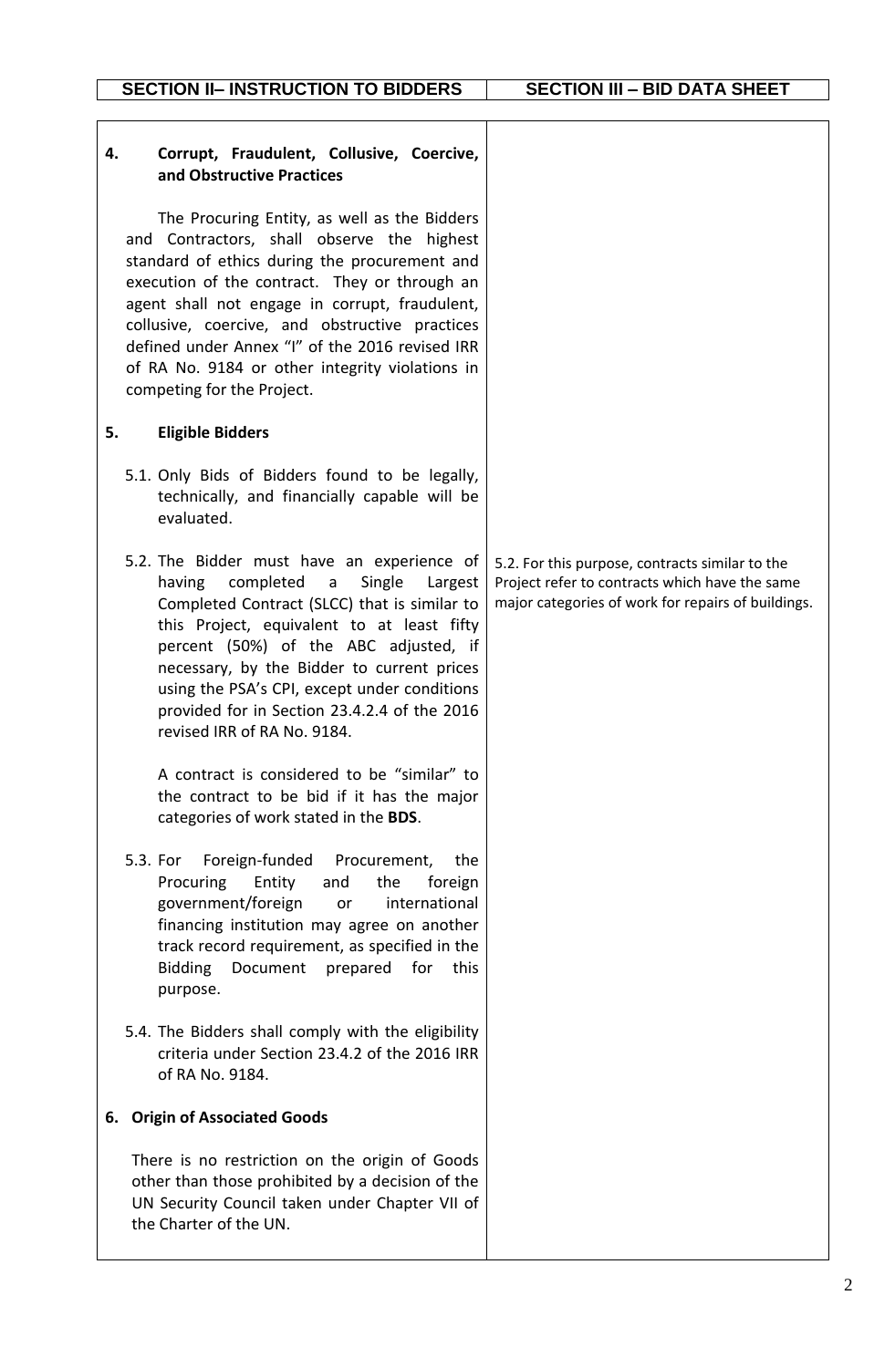| SECTION II– INSTRUCTION TO BIDDERS | SECTION III – BIDDATA SHEET |
|---|---|
| **4. Corrupt, Fraudulent, Collusive, Coercive, and Obstructive Practices**<br><br>The Procuring Entity, as well as the Bidders and Contractors, shall observe the highest standard of ethics during the procurement and execution of the contract. They or through an agent shall not engage in corrupt, fraudulent, collusive, coercive, and obstructive practices defined under Annex "I" of the 2016 revised IRR of RA No. 9184 or other integrity violations in competing for the Project. | |
| **5. Eligible Bidders**<br><br>5.1. Only Bids of Bidders found to be legally, technically, and financially capable will be evaluated. | |
| 5.2. The Bidder must have an experience of having completed a Single Largest Completed Contract (SLCC) that is similar to this Project, equivalent to at least fifty percent (50%) of the ABC adjusted, if necessary, by the Bidder to current prices using the PSA's CPI, except under conditions provided for in Section 23.4.2.4 of the 2016 revised IRR of RA No. 9184.<br><br>A contract is considered to be "similar" to the contract to be bid if it has the major categories of work stated in the **BDS**. | 5.2. For this purpose, contracts similar to the Project refer to contracts which have the same major categories of work for repairs of buildings. |
| 5.3. For Foreign-funded Procurement, the Procuring Entity and the foreign government/foreign or international financing institution may agree on another track record requirement, as specified in the Bidding Document prepared for this purpose. | |
| 5.4. The Bidders shall comply with the eligibility criteria under Section 23.4.2 of the 2016 IRR of RA No. 9184. | |
| **6. Origin of Associated Goods**<br><br>There is no restriction on the origin of Goods other than those prohibited by a decision of the UN Security Council taken under Chapter VII of the Charter of the UN. | |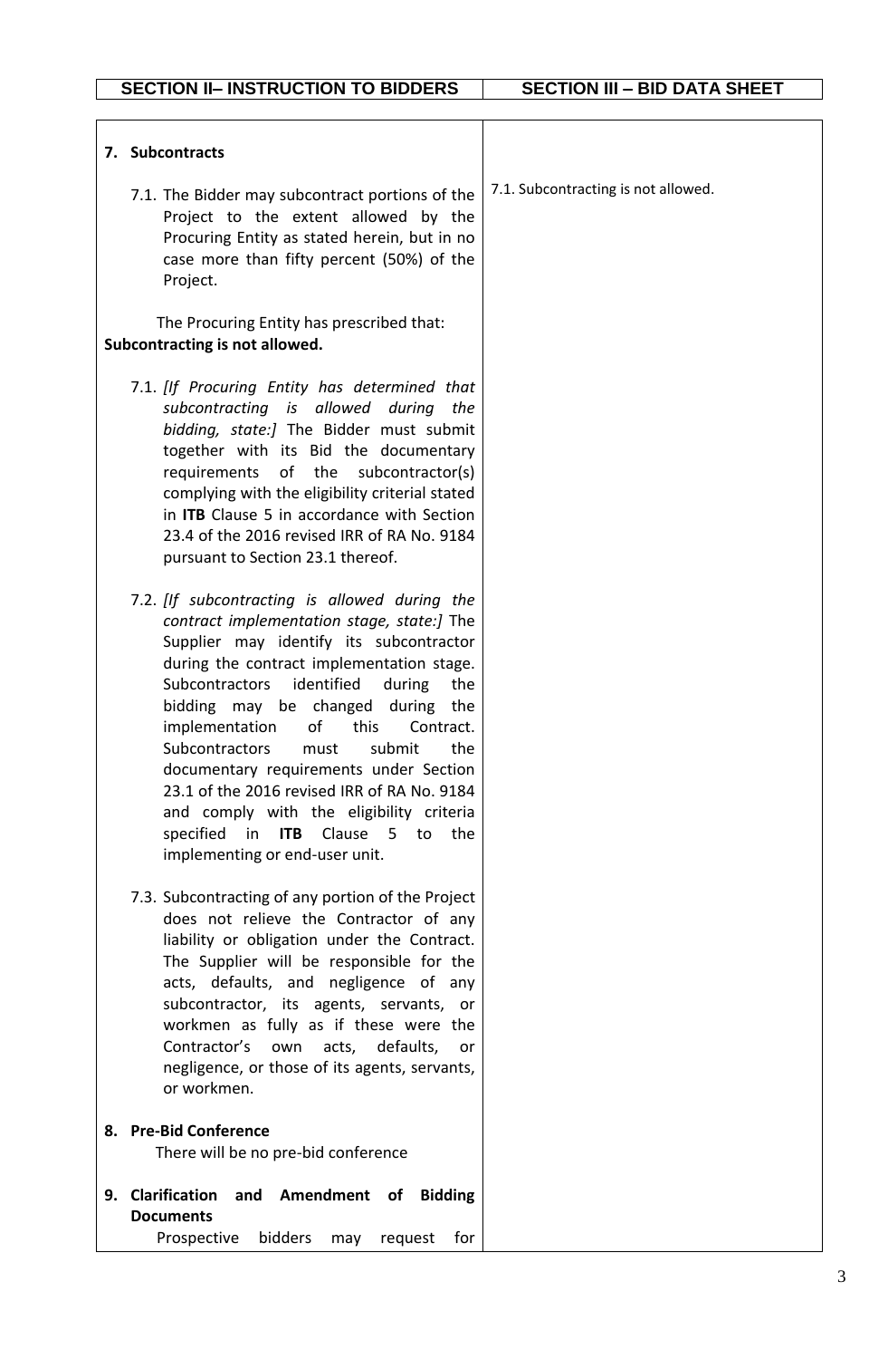| SECTION II– INSTRUCTION TO BIDDERS | SECTION III – BIDDATA SHEET |
|---|---|
| **7. Subcontracts** | |
| 7.1. The Bidder may subcontract portions of the Project to the extent allowed by the Procuring Entity as stated herein, but in no case more than fifty percent (50%) of the Project.<br><br>The Procuring Entity has prescribed that: **Subcontracting is not allowed.** | 7.1. Subcontracting is not allowed. |
| 7.1. *[If Procuring Entity has determined that subcontracting is allowed during the bidding, state:]* The Bidder must submit together with its Bid the documentary requirements of the subcontractor(s) complying with the eligibility criterial stated in **ITB** Clause 5 in accordance with Section 23.4 of the 2016 revised IRR of RA No. 9184 pursuant to Section 23.1 thereof. | |
| 7.2. *[If subcontracting is allowed during the contract implementation stage, state:]* The Supplier may identify its subcontractor during the contract implementation stage. Subcontractors identified during the bidding may be changed during the implementation of this Contract. Subcontractors must submit the documentary requirements under Section 23.1 of the 2016 revised IRR of RA No. 9184 and comply with the eligibility criteria specified in **ITB** Clause 5 to the implementing or end-user unit. | |
| 7.3. Subcontracting of any portion of the Project does not relieve the Contractor of any liability or obligation under the Contract. The Supplier will be responsible for the acts, defaults, and negligence of any subcontractor, its agents, servants, or workmen as fully as if these were the Contractor's own acts, defaults, or negligence, or those of its agents, servants, or workmen. | |
| **8. Pre-Bid Conference**<br>There will be no pre-bid conference | |
| **9. Clarification and Amendment of Bidding Documents**<br>Prospective bidders may request for | |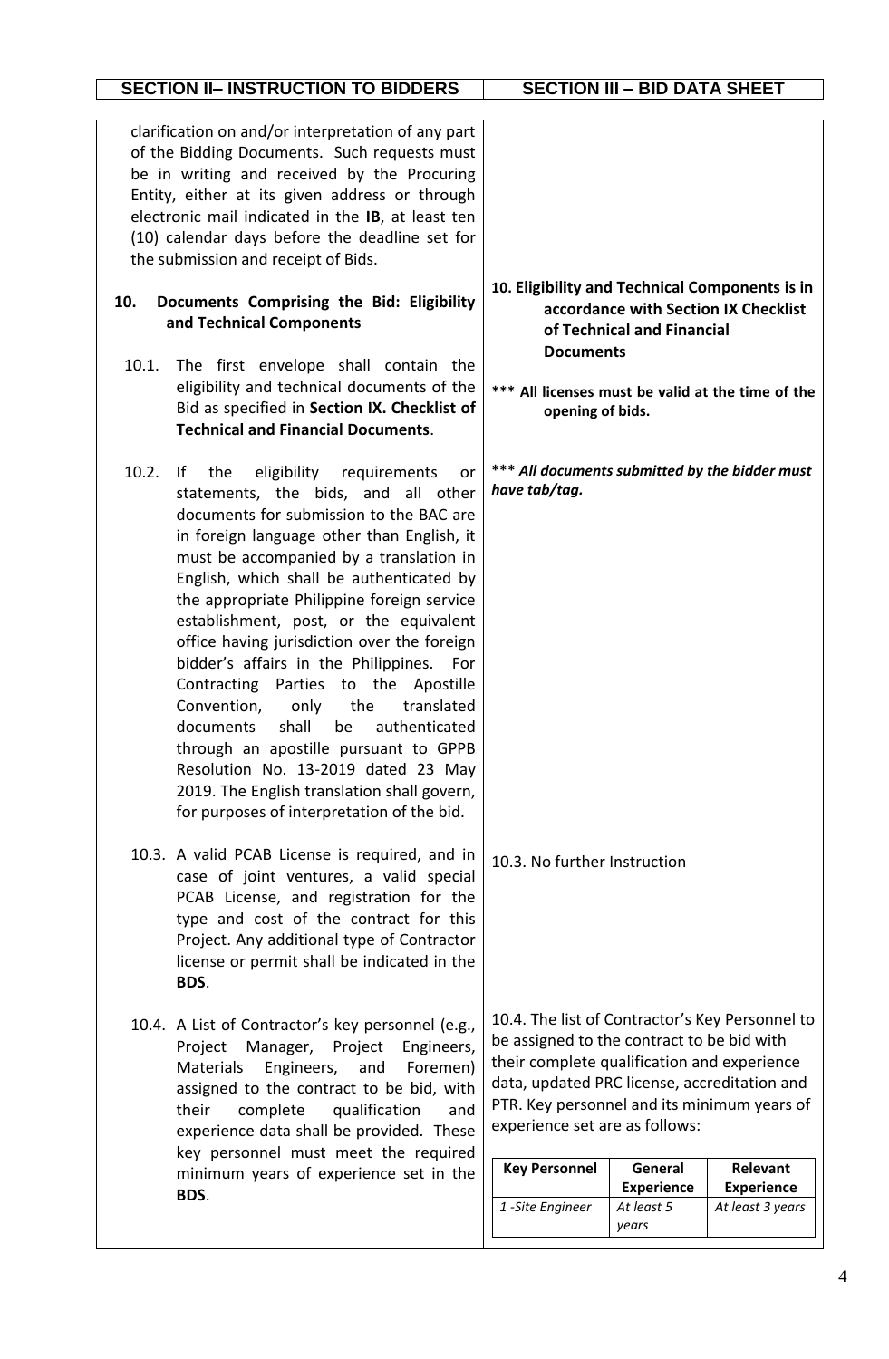| SECTION II– INSTRUCTION TO BIDDERS | SECTION III – BID DATA SHEET |
| --- | --- |
| clarification on and/or interpretation of any part of the Bidding Documents. Such requests must be in writing and received by the Procuring Entity, either at its given address or through electronic mail indicated in the **IB**, at least ten (10) calendar days before the deadline set for the submission and receipt of Bids. | |
| **10. Documents Comprising the Bid: Eligibility and Technical Components** | **10. Eligibility and Technical Components is in accordance with Section IX Checklist of Technical and Financial Documents** |
| 10.1. The first envelope shall contain the eligibility and technical documents of the Bid as specified in **Section IX. Checklist of Technical and Financial Documents**. | **\*\*\* All licenses must be valid at the time of the opening of bids.** |
| 10.2. If the eligibility requirements or statements, the bids, and all other documents for submission to the BAC are in foreign language other than English, it must be accompanied by a translation in English, which shall be authenticated by the appropriate Philippine foreign service establishment, post, or the equivalent office having jurisdiction over the foreign bidder's affairs in the Philippines. For Contracting Parties to the Apostille Convention, only the translated documents shall be authenticated through an apostille pursuant to GPPB Resolution No. 13-2019 dated 23 May 2019. The English translation shall govern, for purposes of interpretation of the bid. | ***\*\*\* All documents submitted by the bidder must have tab/tag.*** |
| 10.3. A valid PCAB License is required, and in case of joint ventures, a valid special PCAB License, and registration for the type and cost of the contract for this Project. Any additional type of Contractor license or permit shall be indicated in the **BDS**. | 10.3. No further Instruction |
| 10.4. A List of Contractor's key personnel (e.g., Project Manager, Project Engineers, Materials Engineers, and Foremen) assigned to the contract to be bid, with their complete qualification and experience data shall be provided. These key personnel must meet the required minimum years of experience set in the **BDS**. | 10.4. The list of Contractor's Key Personnel to be assigned to the contract to be bid with their complete qualification and experience data, updated PRC license, accreditation and PTR. Key personnel and its minimum years of experience set are as follows: |

| Key Personnel | General Experience | Relevant Experience |
| --- | --- | --- |
| *1 -Site Engineer* | *At least 5 years* | *At least 3 years* |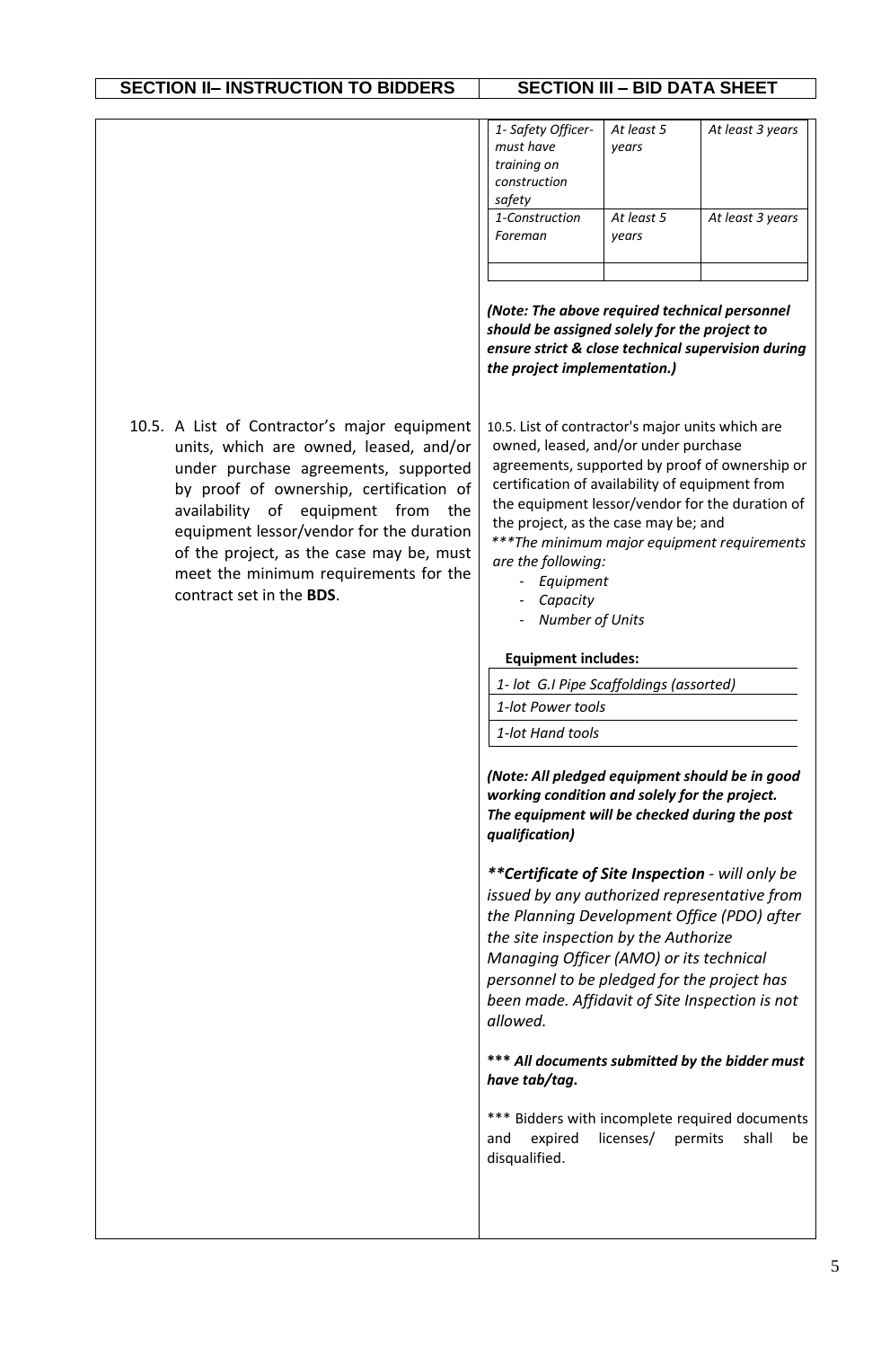| SECTION II– INSTRUCTION TO BIDDERS | SECTION III – BID DATA SHEET |
|---|---|

| | | |
|---|---|---|
| *1- Safety Officer- must have training on construction safety* | *At least 5 years* | *At least 3 years* |
| *1-Construction Foreman* | *At least 5 years* | *At least 3 years* |
| | | |

***(Note: The above required technical personnel should be assigned solely for the project to ensure strict & close technical supervision during the project implementation.)***

10.5. A List of Contractor's major equipment units, which are owned, leased, and/or under purchase agreements, supported by proof of ownership, certification of availability of equipment from the equipment lessor/vendor for the duration of the project, as the case may be, must meet the minimum requirements for the contract set in the **BDS**.

10.5. List of contractor's major units which are owned, leased, and/or under purchase agreements, supported by proof of ownership or certification of availability of equipment from the equipment lessor/vendor for the duration of the project, as the case may be; and

****The minimum major equipment requirements are the following:*

- *Equipment*
- *Capacity*
- *Number of Units*

**Equipment includes:**

| |
|---|
| *1- lot G.I Pipe Scaffoldings (assorted)* |
| *1-lot Power tools* |
| *1-lot Hand tools* |

***(Note: All pledged equipment should be in good working condition and solely for the project. The equipment will be checked during the post qualification)***

***\*\*Certificate of Site Inspection** - will only be issued by any authorized representative from the Planning Development Office (PDO) after the site inspection by the Authorize Managing Officer (AMO) or its technical personnel to be pledged for the project has been made. Affidavit of Site Inspection is not allowed.*

**\*\*\* *All documents submitted by the bidder must have tab/tag.***

\*\*\* Bidders with incomplete required documents and expired licenses/ permits shall be disqualified.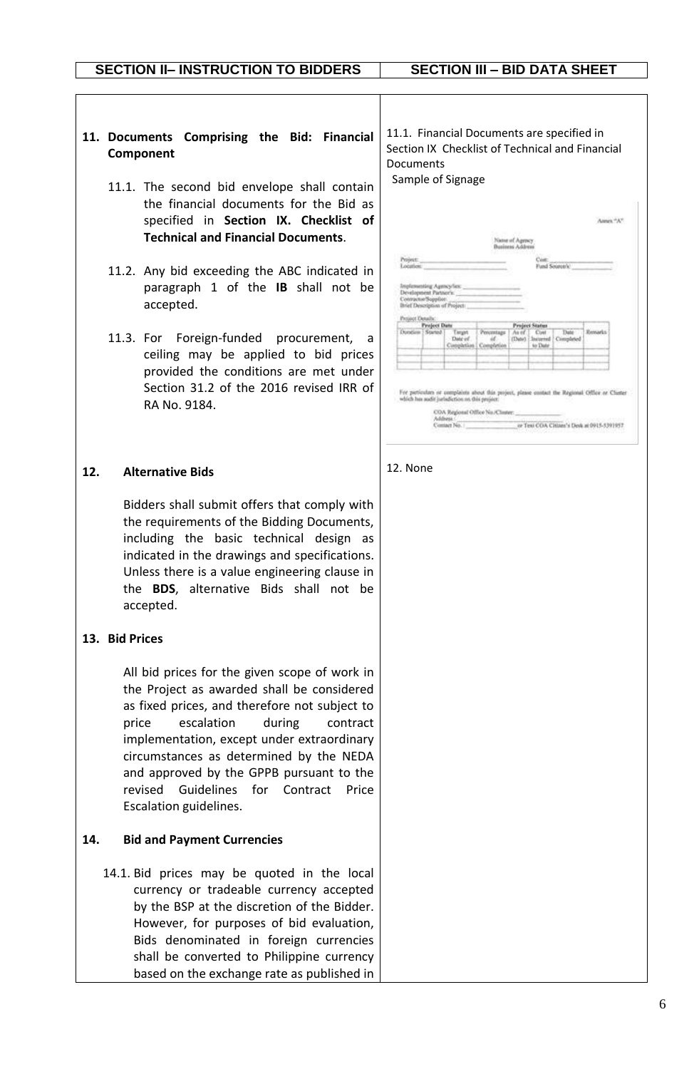| SECTION II– INSTRUCTION TO BIDDERS | SECTION III – BID DATA SHEET |
|---|---|
| **11. Documents Comprising the Bid: Financial Component**<br><br>11.1. The second bid envelope shall contain the financial documents for the Bid as specified in **Section IX. Checklist of Technical and Financial Documents**.<br><br>11.2. Any bid exceeding the ABC indicated in paragraph 1 of the **IB** shall not be accepted.<br><br>11.3. For Foreign-funded procurement, a ceiling may be applied to bid prices provided the conditions are met under Section 31.2 of the 2016 revised IRR of RA No. 9184. | 11.1. Financial Documents are specified in Section IX Checklist of Technical and Financial Documents<br><br>Sample of Signage<br><br>Annex "A"<br><br>Name of Agency<br>Business Address<br><br>Project: ______ Cost: ______<br>Location: ______ Fund Source/s: ______<br><br>Implementing Agency/ies: ______<br>Development Partner/s: ______<br>Contractor/Supplier: ______<br>Brief Description of Project: ______<br><br>Project Details:<br>Project Date: Duration / Started / Target Date of Completion<br>Project Status: Percentage of Completion / As of (Date) / Cost Incurred to Date / Date Completed / Remarks<br><br>For particulars or complaints about this project, please contact the Regional Office or Cluster which has audit jurisdiction on this project:<br>COA Regional Office No./Cluster: ______<br>Address: ______<br>Contact No.: ______ or Text COA Citizen's Desk at 0915-5391957 |
| **12. Alternative Bids**<br><br>Bidders shall submit offers that comply with the requirements of the Bidding Documents, including the basic technical design as indicated in the drawings and specifications. Unless there is a value engineering clause in the **BDS**, alternative Bids shall not be accepted. | 12. None |
| **13. Bid Prices**<br><br>All bid prices for the given scope of work in the Project as awarded shall be considered as fixed prices, and therefore not subject to price escalation during contract implementation, except under extraordinary circumstances as determined by the NEDA and approved by the GPPB pursuant to the revised Guidelines for Contract Price Escalation guidelines. | |
| **14. Bid and Payment Currencies**<br><br>14.1. Bid prices may be quoted in the local currency or tradeable currency accepted by the BSP at the discretion of the Bidder. However, for purposes of bid evaluation, Bids denominated in foreign currencies shall be converted to Philippine currency based on the exchange rate as published in | |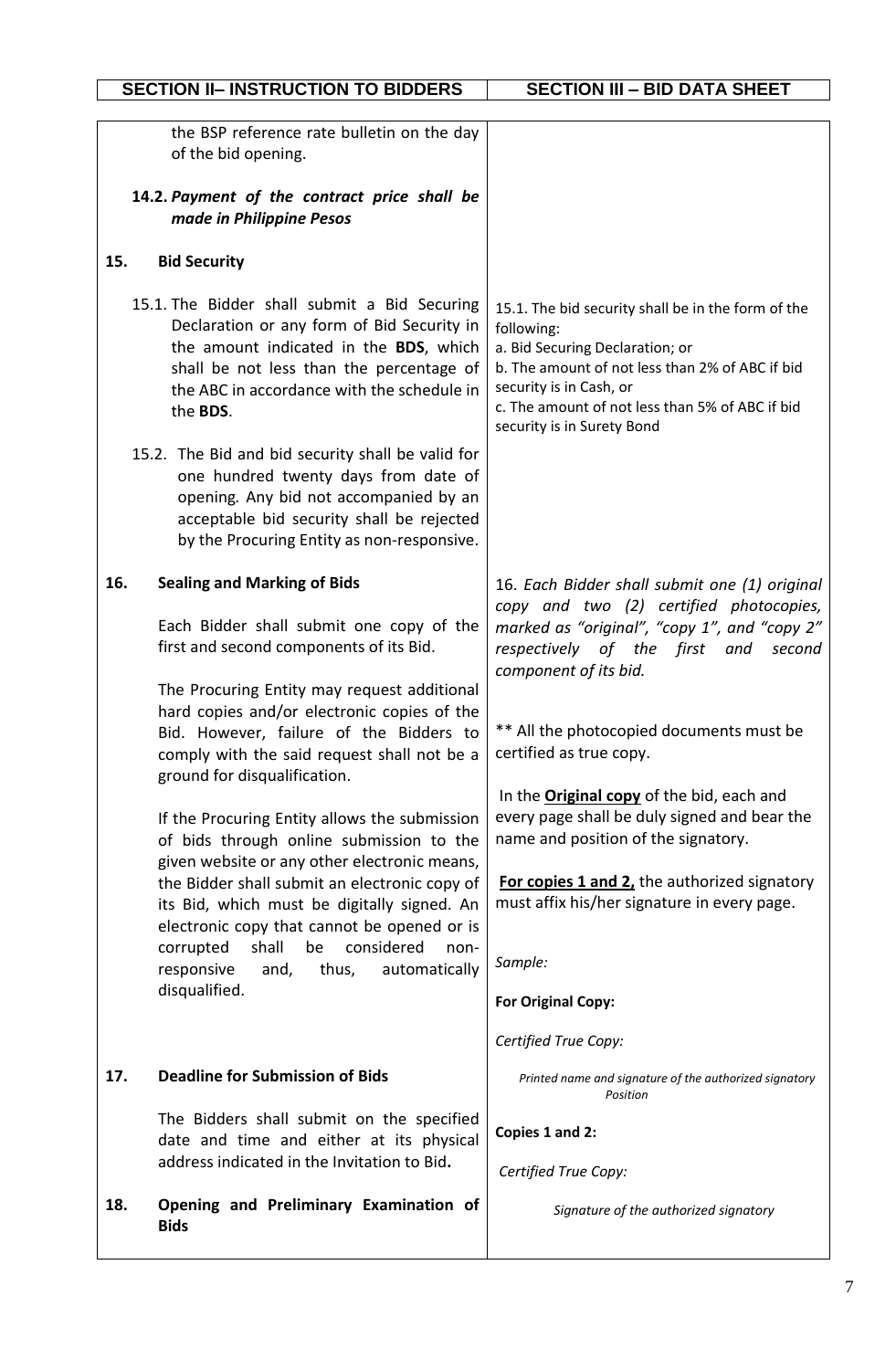| SECTION II– INSTRUCTION TO BIDDERS | SECTION III – BID DATA SHEET |
|---|---|
| the BSP reference rate bulletin on the day of the bid opening.<br><br>**14.2.** ***Payment of the contract price shall be made in Philippine Pesos*** | |
| **15. Bid Security** | |
| 15.1. The Bidder shall submit a Bid Securing Declaration or any form of Bid Security in the amount indicated in the **BDS**, which shall be not less than the percentage of the ABC in accordance with the schedule in the **BDS**. | 15.1. The bid security shall be in the form of the following:<br>a. Bid Securing Declaration; or<br>b. The amount of not less than 2% of ABC if bid security is in Cash, or<br>c. The amount of not less than 5% of ABC if bid security is in Surety Bond |
| 15.2. The Bid and bid security shall be valid for one hundred twenty days from date of opening. Any bid not accompanied by an acceptable bid security shall be rejected by the Procuring Entity as non-responsive. | |
| **16. Sealing and Marking of Bids**<br><br>Each Bidder shall submit one copy of the first and second components of its Bid.<br><br>The Procuring Entity may request additional hard copies and/or electronic copies of the Bid. However, failure of the Bidders to comply with the said request shall not be a ground for disqualification.<br><br>If the Procuring Entity allows the submission of bids through online submission to the given website or any other electronic means, the Bidder shall submit an electronic copy of its Bid, which must be digitally signed. An electronic copy that cannot be opened or is corrupted shall be considered non-responsive and, thus, automatically disqualified. | 16. *Each Bidder shall submit one (1) original copy and two (2) certified photocopies, marked as "original", "copy 1", and "copy 2" respectively of the first and second component of its bid.*<br><br>** All the photocopied documents must be certified as true copy.<br><br>In the **Original copy** of the bid, each and every page shall be duly signed and bear the name and position of the signatory.<br><br>**For copies 1 and 2,** the authorized signatory must affix his/her signature in every page.<br><br>*Sample:*<br><br>**For Original Copy:**<br><br>*Certified True Copy:*<br><br>*Printed name and signature of the authorized signatory*<br>*Position*<br><br>**Copies 1 and 2:**<br><br>*Certified True Copy:*<br><br>*Signature of the authorized signatory* |
| **17. Deadline for Submission of Bids**<br><br>The Bidders shall submit on the specified date and time and either at its physical address indicated in the Invitation to Bid**.** | |
| **18. Opening and Preliminary Examination of Bids** | |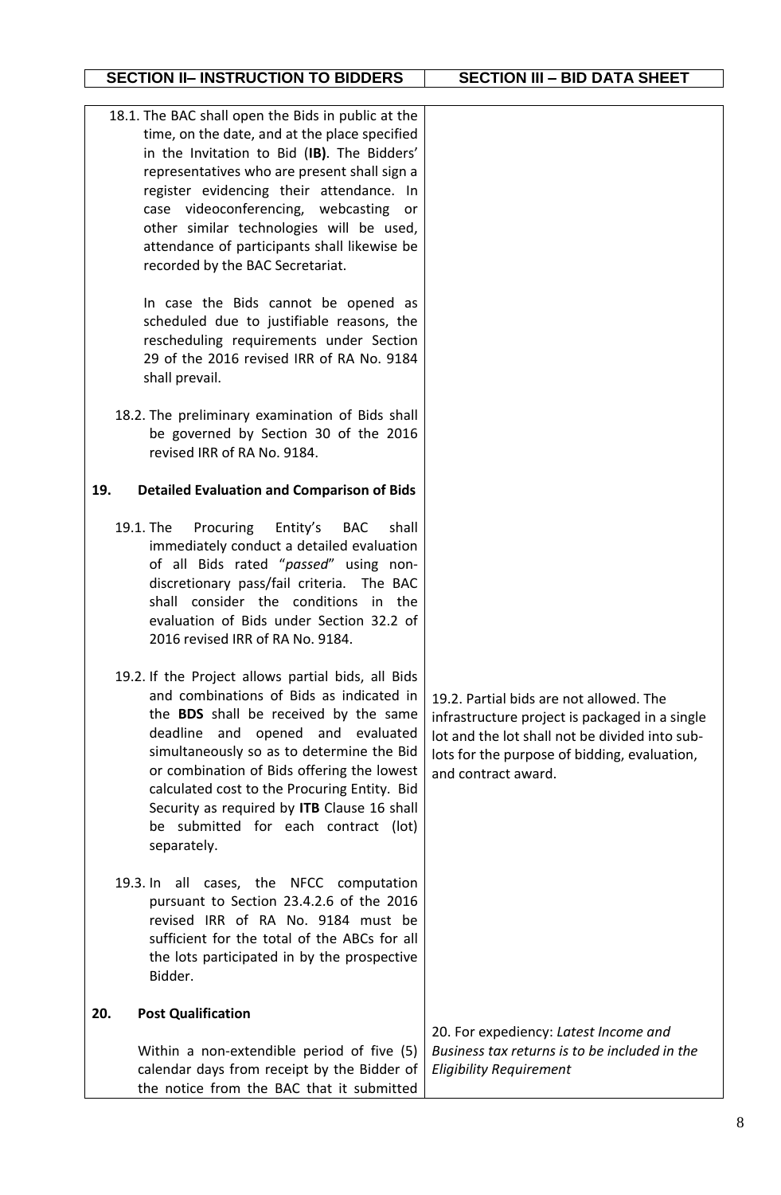| SECTION II– INSTRUCTION TO BIDDERS | SECTION III – BID DATA SHEET |
|---|---|
| 18.1. The BAC shall open the Bids in public at the time, on the date, and at the place specified in the Invitation to Bid (**IB)**. The Bidders' representatives who are present shall sign a register evidencing their attendance. In case videoconferencing, webcasting or other similar technologies will be used, attendance of participants shall likewise be recorded by the BAC Secretariat.<br><br>In case the Bids cannot be opened as scheduled due to justifiable reasons, the rescheduling requirements under Section 29 of the 2016 revised IRR of RA No. 9184 shall prevail. | |
| 18.2. The preliminary examination of Bids shall be governed by Section 30 of the 2016 revised IRR of RA No. 9184. | |
| **19. Detailed Evaluation and Comparison of Bids** | |
| 19.1. The Procuring Entity's BAC shall immediately conduct a detailed evaluation of all Bids rated "*passed*" using non-discretionary pass/fail criteria. The BAC shall consider the conditions in the evaluation of Bids under Section 32.2 of 2016 revised IRR of RA No. 9184. | |
| 19.2. If the Project allows partial bids, all Bids and combinations of Bids as indicated in the **BDS** shall be received by the same deadline and opened and evaluated simultaneously so as to determine the Bid or combination of Bids offering the lowest calculated cost to the Procuring Entity. Bid Security as required by **ITB** Clause 16 shall be submitted for each contract (lot) separately. | 19.2. Partial bids are not allowed. The infrastructure project is packaged in a single lot and the lot shall not be divided into sub-lots for the purpose of bidding, evaluation, and contract award. |
| 19.3. In all cases, the NFCC computation pursuant to Section 23.4.2.6 of the 2016 revised IRR of RA No. 9184 must be sufficient for the total of the ABCs for all the lots participated in by the prospective Bidder. | |
| **20. Post Qualification**<br><br>Within a non-extendible period of five (5) calendar days from receipt by the Bidder of the notice from the BAC that it submitted | 20. For expediency: *Latest Income and Business tax returns is to be included in the Eligibility Requirement* |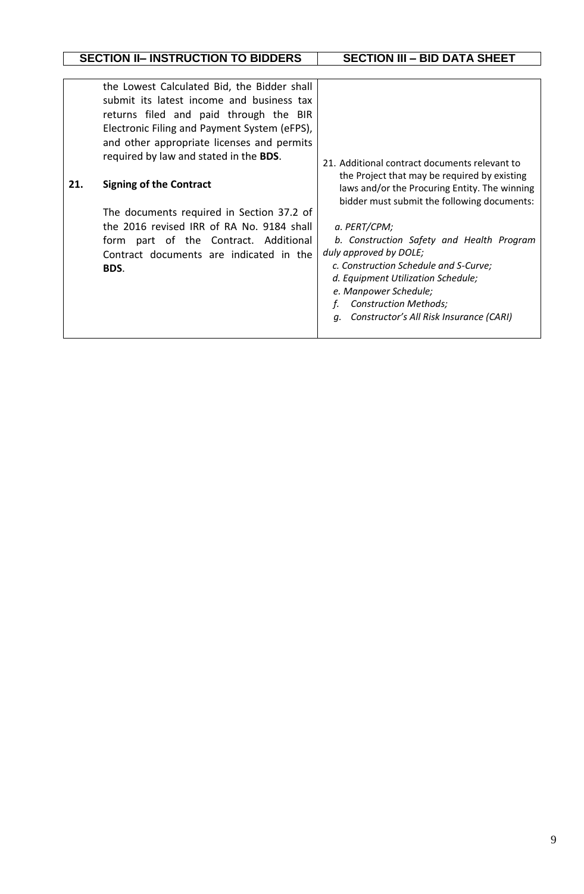| SECTION II– INSTRUCTION TO BIDDERS | SECTION III – BID DATA SHEET |
|---|---|
| the Lowest Calculated Bid, the Bidder shall submit its latest income and business tax returns filed and paid through the BIR Electronic Filing and Payment System (eFPS), and other appropriate licenses and permits required by law and stated in the **BDS**.<br><br>**21. Signing of the Contract**<br><br>The documents required in Section 37.2 of the 2016 revised IRR of RA No. 9184 shall form part of the Contract. Additional Contract documents are indicated in the **BDS**. | 21. Additional contract documents relevant to the Project that may be required by existing laws and/or the Procuring Entity. The winning bidder must submit the following documents:<br><br>*a. PERT/CPM;*<br>*b. Construction Safety and Health Program duly approved by DOLE;*<br>*c. Construction Schedule and S-Curve;*<br>*d. Equipment Utilization Schedule;*<br>*e. Manpower Schedule;*<br>*f. Construction Methods;*<br>*g. Constructor's All Risk Insurance (CARI)* |